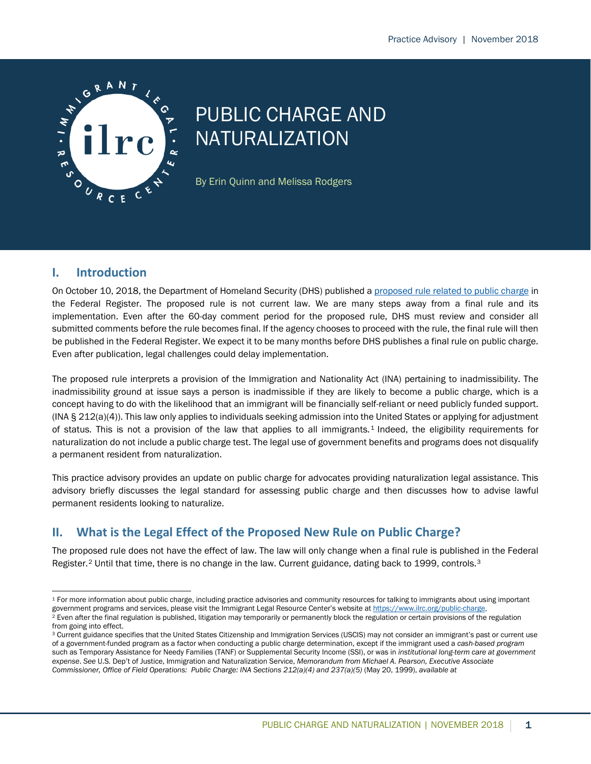# PUBLIC CHARGE AND NATURALIZATION

By Erin Quinn and Melissa Rodgers

## I. Introduction

On October 10, 2018, the Department of Homeland Security (DHS) published a proposed rule related to public charge in the Federal Register. The proposed rule is not current law. We are many steps away from a final rule and its implementation. Even after the 60-day comment period for the proposed rule, DHS must review and consider all submitted comments before the rule becomes final. If the agency chooses to proceed with the rule, the final rule will then be published in the Federal Register. We expect it to be many months before DHS publishes a final rule on public charge. Even after publication, legal challenges could delay implementation.

The proposed rule interprets a provision of the Immigration and Nationality Act (INA) pertaining to inadmissibility. The inadmissibility ground at issue says a person is inadmissible if they are likely to become a public charge, which is a concept having to do with the likelihood that an immigrant will be financially self-reliant or need publicly funded support. (INA § 212(a)(4)). This law only applies to individuals seeking admission into the United States or applying for adjustment of status. This is not a provision of the law that applies to all immigrants.[1] Indeed, the eligibility requirements for naturalization do not include a public charge test. The legal use of government benefits and programs does not disqualify a permanent resident from naturalization.

This practice advisory provides an update on public charge for advocates providing naturalization legal assistance. This advisory briefly discusses the legal standard for assessing public charge and then discusses how to advise lawful permanent residents looking to naturalize.

## II. What is the Legal Effect of the Proposed New Rule on Public Charge?

The proposed rule does not have the effect of law. The law will only change when a final rule is published in the Federal Register.[2] Until that time, there is no change in the law. Current guidance, dating back to 1999, controls.[3]

---

[1] For more information about public charge, including practice advisories and community resources for talking to immigrants about using important government programs and services, please visit the Immigrant Legal Resource Center's website at https://www.ilrc.org/public-charge.

[2] Even after the final regulation is published, litigation may temporarily or permanently block the regulation or certain provisions of the regulation from going into effect.

[3] Current guidance specifies that the United States Citizenship and Immigration Services (USCIS) may not consider an immigrant's past or current use of a government-funded program as a factor when conducting a public charge determination, except if the immigrant used a *cash-based program* such as Temporary Assistance for Needy Families (TANF) or Supplemental Security Income (SSI), or was in *institutional long-term care at government expense*. *See* U.S. Dep't of Justice, Immigration and Naturalization Service, *Memorandum from Michael A. Pearson, Executive Associate Commissioner, Office of Field Operations: Public Charge: INA Sections 212(a)(4) and 237(a)(5)* (May 20, 1999), *available at*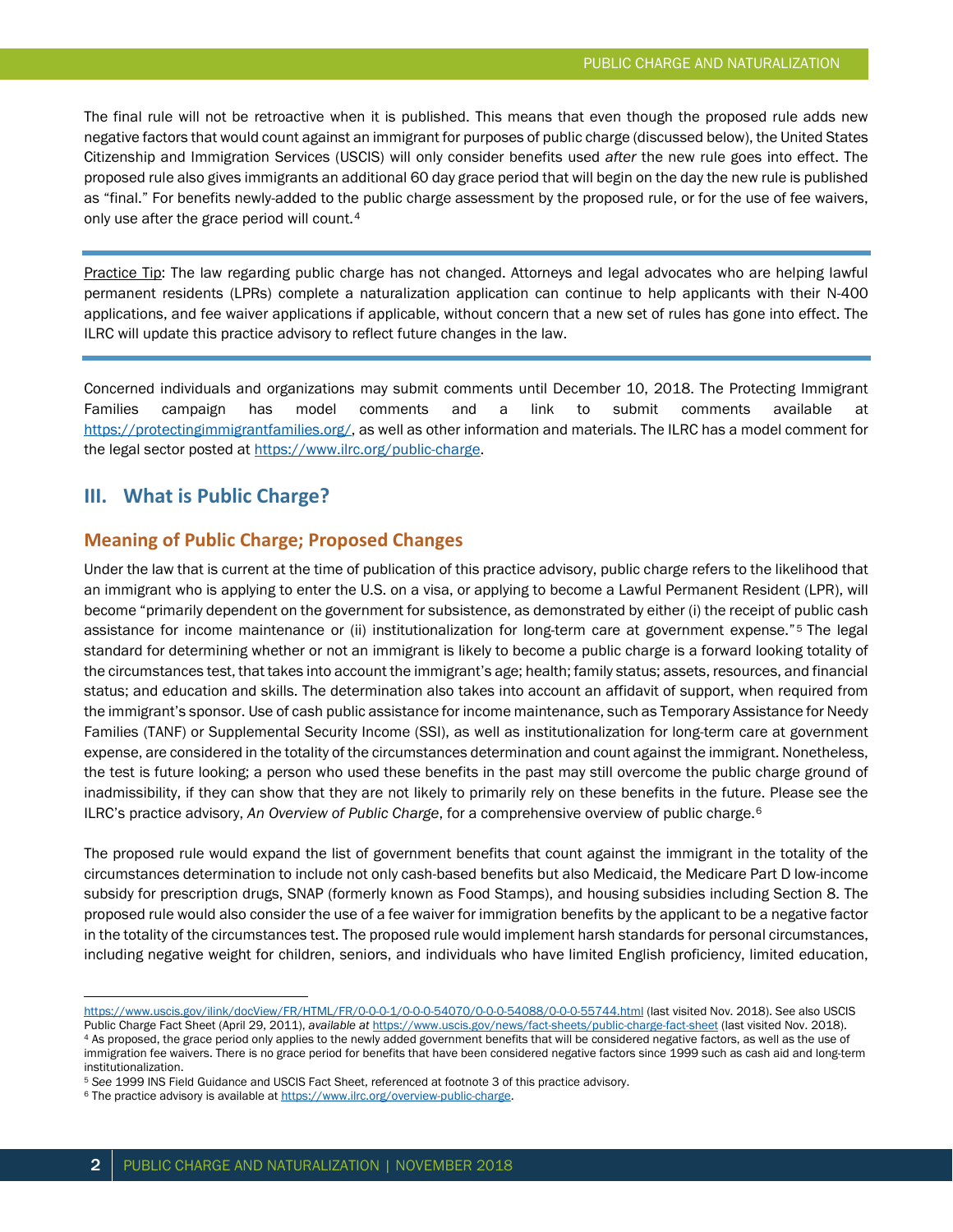The final rule will not be retroactive when it is published. This means that even though the proposed rule adds new negative factors that would count against an immigrant for purposes of public charge (discussed below), the United States Citizenship and Immigration Services (USCIS) will only consider benefits used *after* the new rule goes into effect. The proposed rule also gives immigrants an additional 60 day grace period that will begin on the day the new rule is published as "final." For benefits newly-added to the public charge assessment by the proposed rule, or for the use of fee waivers, only use after the grace period will count.[4]

---

Practice Tip: The law regarding public charge has not changed. Attorneys and legal advocates who are helping lawful permanent residents (LPRs) complete a naturalization application can continue to help applicants with their N-400 applications, and fee waiver applications if applicable, without concern that a new set of rules has gone into effect. The ILRC will update this practice advisory to reflect future changes in the law.

---

Concerned individuals and organizations may submit comments until December 10, 2018. The Protecting Immigrant Families campaign has model comments and a link to submit comments available at https://protectingimmigrantfamilies.org/, as well as other information and materials. The ILRC has a model comment for the legal sector posted at https://www.ilrc.org/public-charge.

## III. What is Public Charge?

### Meaning of Public Charge; Proposed Changes

Under the law that is current at the time of publication of this practice advisory, public charge refers to the likelihood that an immigrant who is applying to enter the U.S. on a visa, or applying to become a Lawful Permanent Resident (LPR), will become "primarily dependent on the government for subsistence, as demonstrated by either (i) the receipt of public cash assistance for income maintenance or (ii) institutionalization for long-term care at government expense."[5] The legal standard for determining whether or not an immigrant is likely to become a public charge is a forward looking totality of the circumstances test, that takes into account the immigrant's age; health; family status; assets, resources, and financial status; and education and skills. The determination also takes into account an affidavit of support, when required from the immigrant's sponsor. Use of cash public assistance for income maintenance, such as Temporary Assistance for Needy Families (TANF) or Supplemental Security Income (SSI), as well as institutionalization for long-term care at government expense, are considered in the totality of the circumstances determination and count against the immigrant. Nonetheless, the test is future looking; a person who used these benefits in the past may still overcome the public charge ground of inadmissibility, if they can show that they are not likely to primarily rely on these benefits in the future. Please see the ILRC's practice advisory, *An Overview of Public Charge*, for a comprehensive overview of public charge.[6]

The proposed rule would expand the list of government benefits that count against the immigrant in the totality of the circumstances determination to include not only cash-based benefits but also Medicaid, the Medicare Part D low-income subsidy for prescription drugs, SNAP (formerly known as Food Stamps), and housing subsidies including Section 8. The proposed rule would also consider the use of a fee waiver for immigration benefits by the applicant to be a negative factor in the totality of the circumstances test. The proposed rule would implement harsh standards for personal circumstances, including negative weight for children, seniors, and individuals who have limited English proficiency, limited education,

---

https://www.uscis.gov/ilink/docView/FR/HTML/FR/0-0-0-1/0-0-0-54070/0-0-0-54088/0-0-0-55744.html (last visited Nov. 2018). See also USCIS Public Charge Fact Sheet (April 29, 2011), *available at* https://www.uscis.gov/news/fact-sheets/public-charge-fact-sheet (last visited Nov. 2018).

[4] As proposed, the grace period only applies to the newly added government benefits that will be considered negative factors, as well as the use of immigration fee waivers. There is no grace period for benefits that have been considered negative factors since 1999 such as cash aid and long-term institutionalization.

[5] *See* 1999 INS Field Guidance and USCIS Fact Sheet, referenced at footnote 3 of this practice advisory.

[6] The practice advisory is available at https://www.ilrc.org/overview-public-charge.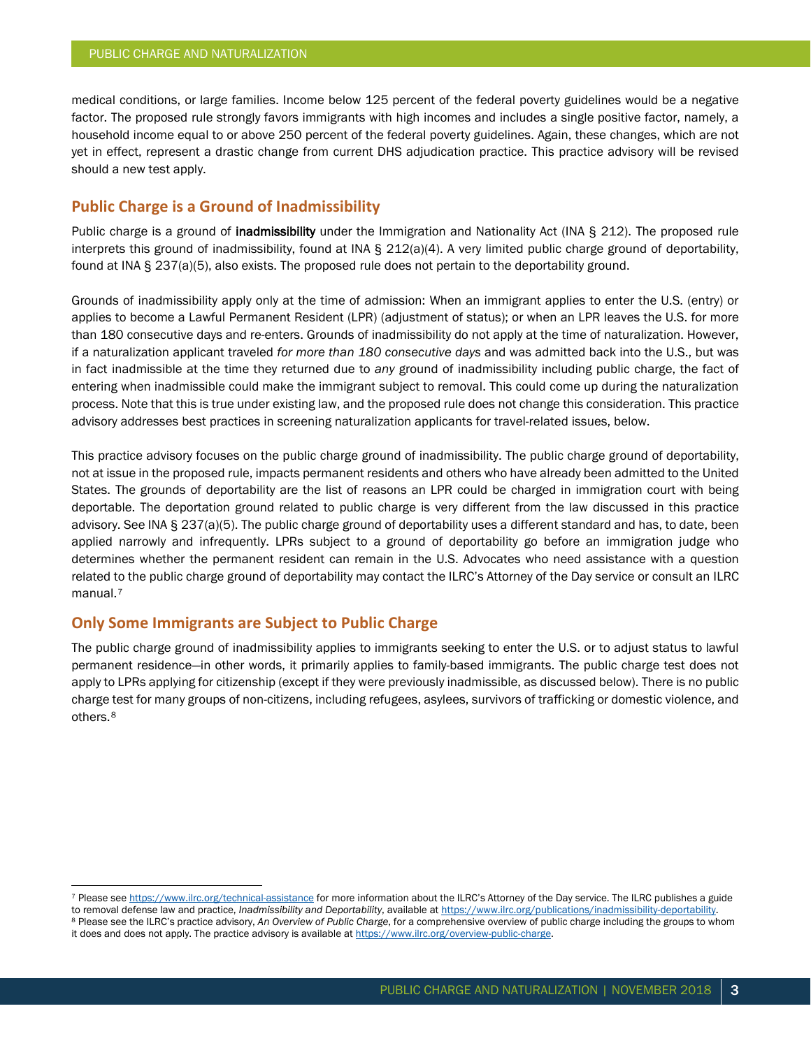medical conditions, or large families. Income below 125 percent of the federal poverty guidelines would be a negative factor. The proposed rule strongly favors immigrants with high incomes and includes a single positive factor, namely, a household income equal to or above 250 percent of the federal poverty guidelines. Again, these changes, which are not yet in effect, represent a drastic change from current DHS adjudication practice. This practice advisory will be revised should a new test apply.

## Public Charge is a Ground of Inadmissibility

Public charge is a ground of **inadmissibility** under the Immigration and Nationality Act (INA § 212). The proposed rule interprets this ground of inadmissibility, found at INA § 212(a)(4). A very limited public charge ground of deportability, found at INA § 237(a)(5), also exists. The proposed rule does not pertain to the deportability ground.

Grounds of inadmissibility apply only at the time of admission: When an immigrant applies to enter the U.S. (entry) or applies to become a Lawful Permanent Resident (LPR) (adjustment of status); or when an LPR leaves the U.S. for more than 180 consecutive days and re-enters. Grounds of inadmissibility do not apply at the time of naturalization. However, if a naturalization applicant traveled *for more than 180 consecutive days* and was admitted back into the U.S., but was in fact inadmissible at the time they returned due to *any* ground of inadmissibility including public charge, the fact of entering when inadmissible could make the immigrant subject to removal. This could come up during the naturalization process. Note that this is true under existing law, and the proposed rule does not change this consideration. This practice advisory addresses best practices in screening naturalization applicants for travel-related issues, below.

This practice advisory focuses on the public charge ground of inadmissibility. The public charge ground of deportability, not at issue in the proposed rule, impacts permanent residents and others who have already been admitted to the United States. The grounds of deportability are the list of reasons an LPR could be charged in immigration court with being deportable. The deportation ground related to public charge is very different from the law discussed in this practice advisory. See INA § 237(a)(5). The public charge ground of deportability uses a different standard and has, to date, been applied narrowly and infrequently. LPRs subject to a ground of deportability go before an immigration judge who determines whether the permanent resident can remain in the U.S. Advocates who need assistance with a question related to the public charge ground of deportability may contact the ILRC's Attorney of the Day service or consult an ILRC manual.[7]

## Only Some Immigrants are Subject to Public Charge

The public charge ground of inadmissibility applies to immigrants seeking to enter the U.S. or to adjust status to lawful permanent residence—in other words, it primarily applies to family-based immigrants. The public charge test does not apply to LPRs applying for citizenship (except if they were previously inadmissible, as discussed below). There is no public charge test for many groups of non-citizens, including refugees, asylees, survivors of trafficking or domestic violence, and others.[8]

---

[7] Please see https://www.ilrc.org/technical-assistance for more information about the ILRC's Attorney of the Day service. The ILRC publishes a guide to removal defense law and practice, *Inadmissibility and Deportability*, available at https://www.ilrc.org/publications/inadmissibility-deportability.

[8] Please see the ILRC's practice advisory, *An Overview of Public Charge*, for a comprehensive overview of public charge including the groups to whom it does and does not apply. The practice advisory is available at https://www.ilrc.org/overview-public-charge.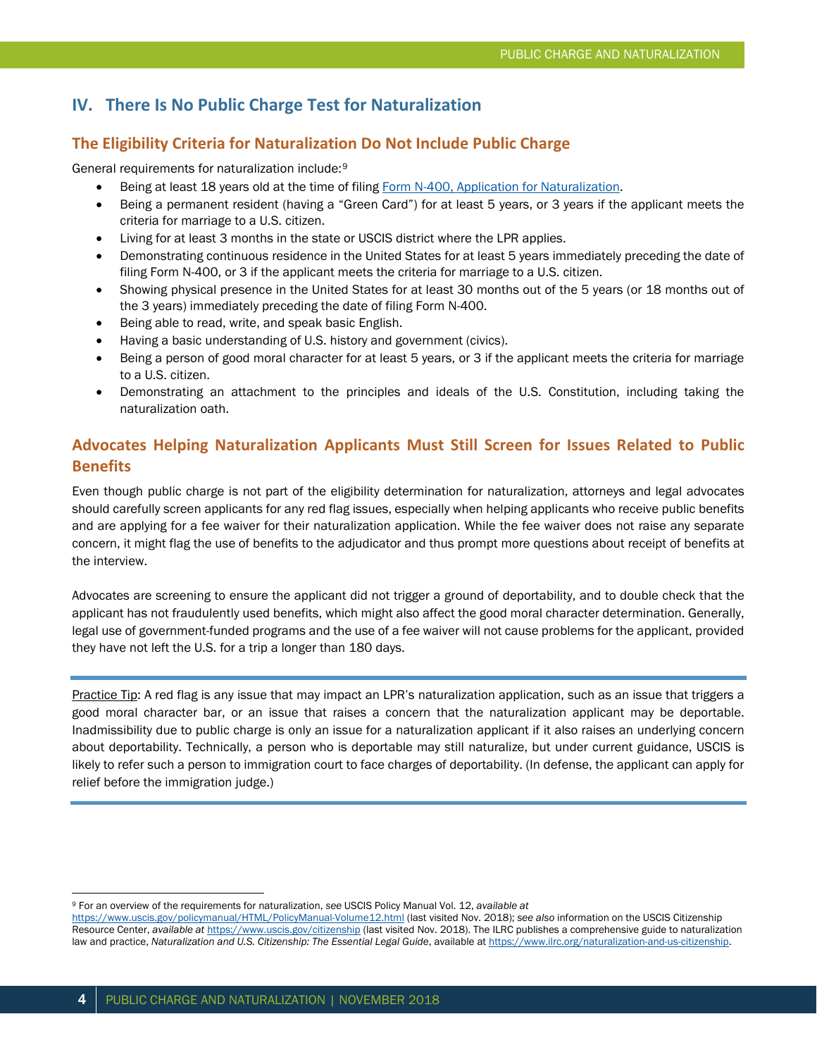## IV. There Is No Public Charge Test for Naturalization

### The Eligibility Criteria for Naturalization Do Not Include Public Charge

General requirements for naturalization include:[9]

- Being at least 18 years old at the time of filing [Form N-400, Application for Naturalization](#).
- Being a permanent resident (having a "Green Card") for at least 5 years, or 3 years if the applicant meets the criteria for marriage to a U.S. citizen.
- Living for at least 3 months in the state or USCIS district where the LPR applies.
- Demonstrating continuous residence in the United States for at least 5 years immediately preceding the date of filing Form N-400, or 3 if the applicant meets the criteria for marriage to a U.S. citizen.
- Showing physical presence in the United States for at least 30 months out of the 5 years (or 18 months out of the 3 years) immediately preceding the date of filing Form N-400.
- Being able to read, write, and speak basic English.
- Having a basic understanding of U.S. history and government (civics).
- Being a person of good moral character for at least 5 years, or 3 if the applicant meets the criteria for marriage to a U.S. citizen.
- Demonstrating an attachment to the principles and ideals of the U.S. Constitution, including taking the naturalization oath.

### Advocates Helping Naturalization Applicants Must Still Screen for Issues Related to Public Benefits

Even though public charge is not part of the eligibility determination for naturalization, attorneys and legal advocates should carefully screen applicants for any red flag issues, especially when helping applicants who receive public benefits and are applying for a fee waiver for their naturalization application. While the fee waiver does not raise any separate concern, it might flag the use of benefits to the adjudicator and thus prompt more questions about receipt of benefits at the interview.

Advocates are screening to ensure the applicant did not trigger a ground of deportability, and to double check that the applicant has not fraudulently used benefits, which might also affect the good moral character determination. Generally, legal use of government-funded programs and the use of a fee waiver will not cause problems for the applicant, provided they have not left the U.S. for a trip a longer than 180 days.

<u>Practice Tip</u>: A red flag is any issue that may impact an LPR's naturalization application, such as an issue that triggers a good moral character bar, or an issue that raises a concern that the naturalization applicant may be deportable. Inadmissibility due to public charge is only an issue for a naturalization applicant if it also raises an underlying concern about deportability. Technically, a person who is deportable may still naturalize, but under current guidance, USCIS is likely to refer such a person to immigration court to face charges of deportability. (In defense, the applicant can apply for relief before the immigration judge.)

---

[9] For an overview of the requirements for naturalization, *see* USCIS Policy Manual Vol. 12, *available at* https://www.uscis.gov/policymanual/HTML/PolicyManual-Volume12.html (last visited Nov. 2018); *see also* information on the USCIS Citizenship Resource Center, *available at* https://www.uscis.gov/citizenship (last visited Nov. 2018). The ILRC publishes a comprehensive guide to naturalization law and practice, *Naturalization and U.S. Citizenship: The Essential Legal Guide*, available at https://www.ilrc.org/naturalization-and-us-citizenship.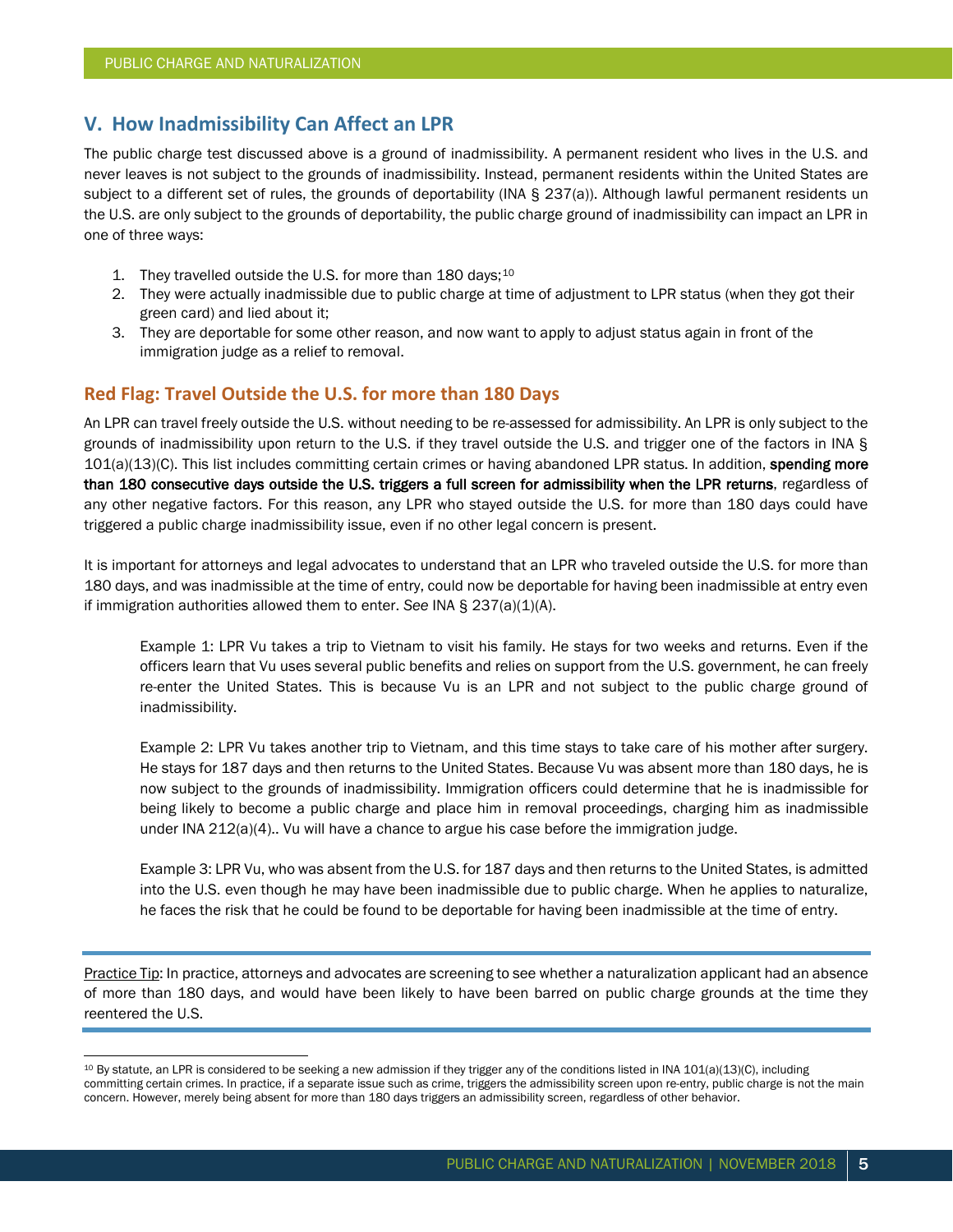## V. How Inadmissibility Can Affect an LPR

The public charge test discussed above is a ground of inadmissibility. A permanent resident who lives in the U.S. and never leaves is not subject to the grounds of inadmissibility. Instead, permanent residents within the United States are subject to a different set of rules, the grounds of deportability (INA § 237(a)). Although lawful permanent residents un the U.S. are only subject to the grounds of deportability, the public charge ground of inadmissibility can impact an LPR in one of three ways:

1. They travelled outside the U.S. for more than 180 days;[10]
2. They were actually inadmissible due to public charge at time of adjustment to LPR status (when they got their green card) and lied about it;
3. They are deportable for some other reason, and now want to apply to adjust status again in front of the immigration judge as a relief to removal.

### Red Flag: Travel Outside the U.S. for more than 180 Days

An LPR can travel freely outside the U.S. without needing to be re-assessed for admissibility. An LPR is only subject to the grounds of inadmissibility upon return to the U.S. if they travel outside the U.S. and trigger one of the factors in INA § 101(a)(13)(C). This list includes committing certain crimes or having abandoned LPR status. In addition, **spending more than 180 consecutive days outside the U.S. triggers a full screen for admissibility when the LPR returns**, regardless of any other negative factors. For this reason, any LPR who stayed outside the U.S. for more than 180 days could have triggered a public charge inadmissibility issue, even if no other legal concern is present.

It is important for attorneys and legal advocates to understand that an LPR who traveled outside the U.S. for more than 180 days, and was inadmissible at the time of entry, could now be deportable for having been inadmissible at entry even if immigration authorities allowed them to enter. *See* INA § 237(a)(1)(A).

> Example 1: LPR Vu takes a trip to Vietnam to visit his family. He stays for two weeks and returns. Even if the officers learn that Vu uses several public benefits and relies on support from the U.S. government, he can freely re-enter the United States. This is because Vu is an LPR and not subject to the public charge ground of inadmissibility.
>
> Example 2: LPR Vu takes another trip to Vietnam, and this time stays to take care of his mother after surgery. He stays for 187 days and then returns to the United States. Because Vu was absent more than 180 days, he is now subject to the grounds of inadmissibility. Immigration officers could determine that he is inadmissible for being likely to become a public charge and place him in removal proceedings, charging him as inadmissible under INA 212(a)(4).. Vu will have a chance to argue his case before the immigration judge.
>
> Example 3: LPR Vu, who was absent from the U.S. for 187 days and then returns to the United States, is admitted into the U.S. even though he may have been inadmissible due to public charge. When he applies to naturalize, he faces the risk that he could be found to be deportable for having been inadmissible at the time of entry.

---

Practice Tip: In practice, attorneys and advocates are screening to see whether a naturalization applicant had an absence of more than 180 days, and would have been likely to have been barred on public charge grounds at the time they reentered the U.S.

---

[10] By statute, an LPR is considered to be seeking a new admission if they trigger any of the conditions listed in INA 101(a)(13)(C), including committing certain crimes. In practice, if a separate issue such as crime, triggers the admissibility screen upon re-entry, public charge is not the main concern. However, merely being absent for more than 180 days triggers an admissibility screen, regardless of other behavior.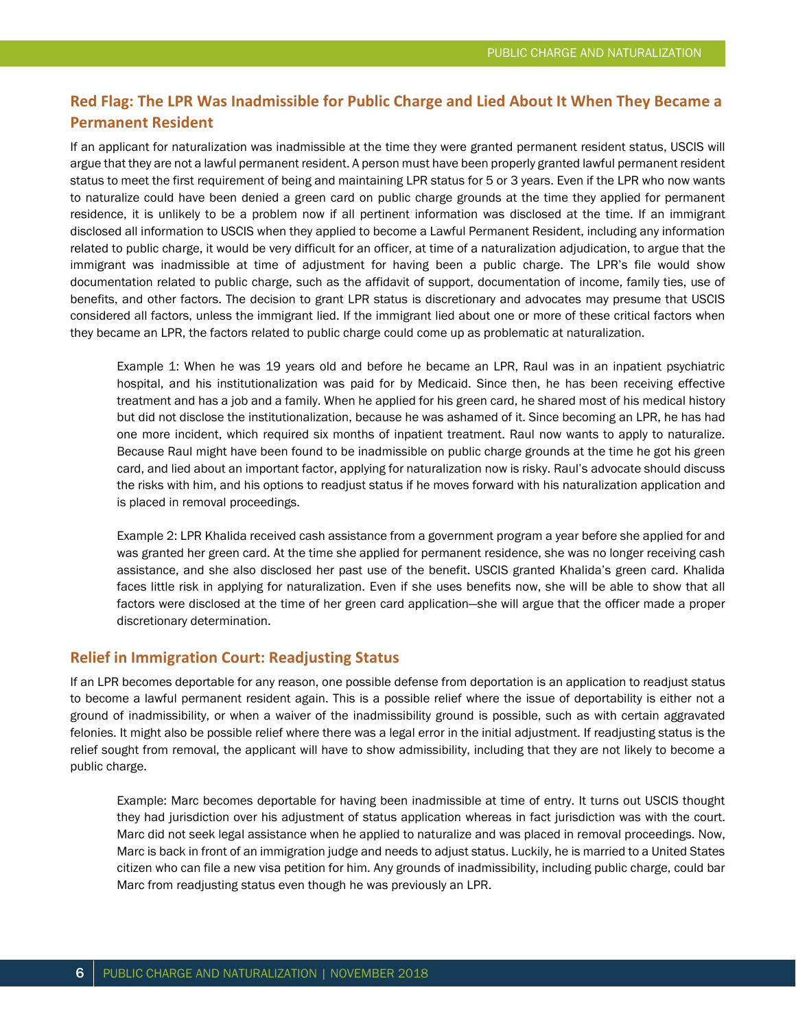## Red Flag: The LPR Was Inadmissible for Public Charge and Lied About It When They Became a Permanent Resident

If an applicant for naturalization was inadmissible at the time they were granted permanent resident status, USCIS will argue that they are not a lawful permanent resident. A person must have been properly granted lawful permanent resident status to meet the first requirement of being and maintaining LPR status for 5 or 3 years. Even if the LPR who now wants to naturalize could have been denied a green card on public charge grounds at the time they applied for permanent residence, it is unlikely to be a problem now if all pertinent information was disclosed at the time. If an immigrant disclosed all information to USCIS when they applied to become a Lawful Permanent Resident, including any information related to public charge, it would be very difficult for an officer, at time of a naturalization adjudication, to argue that the immigrant was inadmissible at time of adjustment for having been a public charge. The LPR's file would show documentation related to public charge, such as the affidavit of support, documentation of income, family ties, use of benefits, and other factors. The decision to grant LPR status is discretionary and advocates may presume that USCIS considered all factors, unless the immigrant lied. If the immigrant lied about one or more of these critical factors when they became an LPR, the factors related to public charge could come up as problematic at naturalization.

> Example 1: When he was 19 years old and before he became an LPR, Raul was in an inpatient psychiatric hospital, and his institutionalization was paid for by Medicaid. Since then, he has been receiving effective treatment and has a job and a family. When he applied for his green card, he shared most of his medical history but did not disclose the institutionalization, because he was ashamed of it. Since becoming an LPR, he has had one more incident, which required six months of inpatient treatment. Raul now wants to apply to naturalize. Because Raul might have been found to be inadmissible on public charge grounds at the time he got his green card, and lied about an important factor, applying for naturalization now is risky. Raul's advocate should discuss the risks with him, and his options to readjust status if he moves forward with his naturalization application and is placed in removal proceedings.

> Example 2: LPR Khalida received cash assistance from a government program a year before she applied for and was granted her green card. At the time she applied for permanent residence, she was no longer receiving cash assistance, and she also disclosed her past use of the benefit. USCIS granted Khalida's green card. Khalida faces little risk in applying for naturalization. Even if she uses benefits now, she will be able to show that all factors were disclosed at the time of her green card application—she will argue that the officer made a proper discretionary determination.

## Relief in Immigration Court: Readjusting Status

If an LPR becomes deportable for any reason, one possible defense from deportation is an application to readjust status to become a lawful permanent resident again. This is a possible relief where the issue of deportability is either not a ground of inadmissibility, or when a waiver of the inadmissibility ground is possible, such as with certain aggravated felonies. It might also be possible relief where there was a legal error in the initial adjustment. If readjusting status is the relief sought from removal, the applicant will have to show admissibility, including that they are not likely to become a public charge.

> Example: Marc becomes deportable for having been inadmissible at time of entry. It turns out USCIS thought they had jurisdiction over his adjustment of status application whereas in fact jurisdiction was with the court. Marc did not seek legal assistance when he applied to naturalize and was placed in removal proceedings. Now, Marc is back in front of an immigration judge and needs to adjust status. Luckily, he is married to a United States citizen who can file a new visa petition for him. Any grounds of inadmissibility, including public charge, could bar Marc from readjusting status even though he was previously an LPR.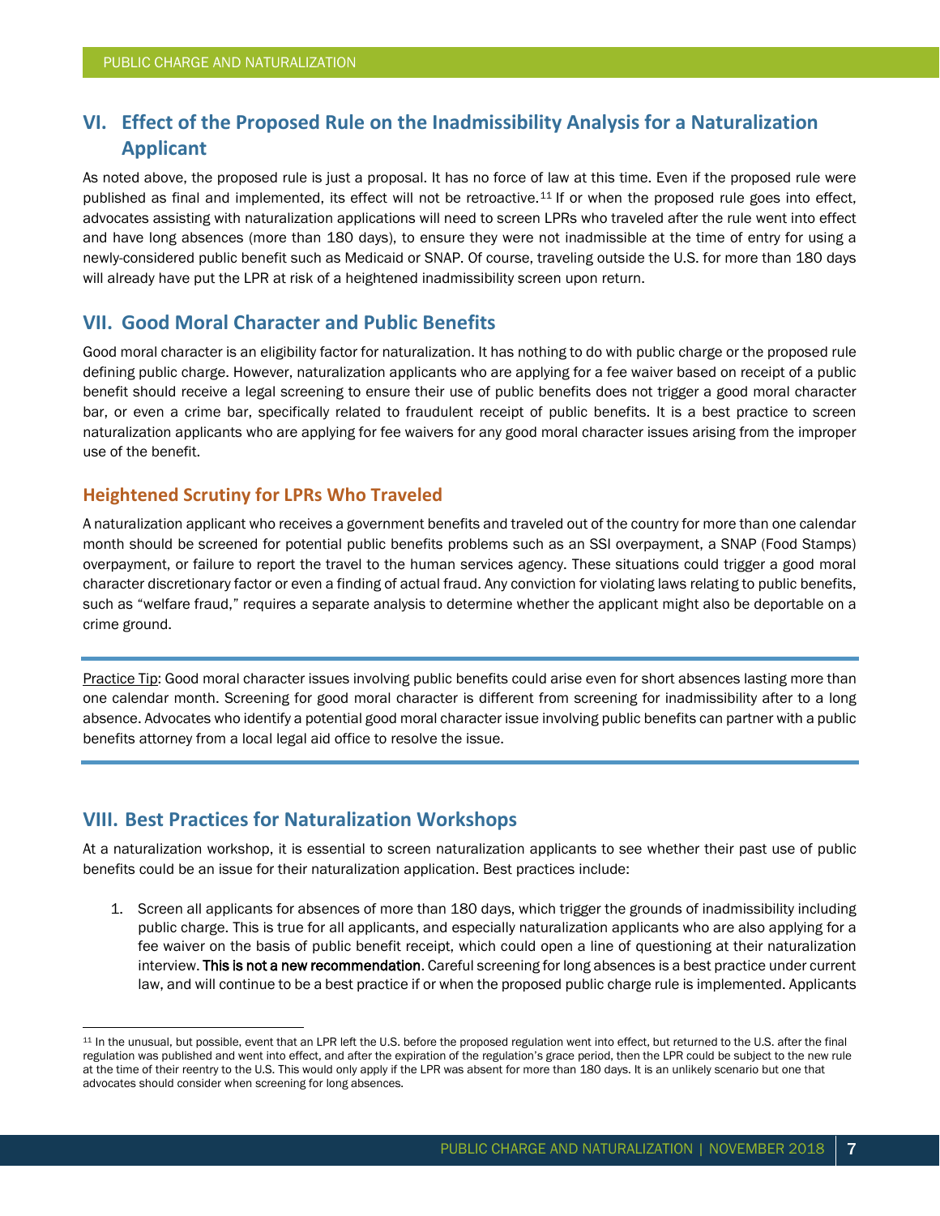## VI. Effect of the Proposed Rule on the Inadmissibility Analysis for a Naturalization Applicant

As noted above, the proposed rule is just a proposal. It has no force of law at this time. Even if the proposed rule were published as final and implemented, its effect will not be retroactive.[11] If or when the proposed rule goes into effect, advocates assisting with naturalization applications will need to screen LPRs who traveled after the rule went into effect and have long absences (more than 180 days), to ensure they were not inadmissible at the time of entry for using a newly-considered public benefit such as Medicaid or SNAP. Of course, traveling outside the U.S. for more than 180 days will already have put the LPR at risk of a heightened inadmissibility screen upon return.

## VII. Good Moral Character and Public Benefits

Good moral character is an eligibility factor for naturalization. It has nothing to do with public charge or the proposed rule defining public charge. However, naturalization applicants who are applying for a fee waiver based on receipt of a public benefit should receive a legal screening to ensure their use of public benefits does not trigger a good moral character bar, or even a crime bar, specifically related to fraudulent receipt of public benefits. It is a best practice to screen naturalization applicants who are applying for fee waivers for any good moral character issues arising from the improper use of the benefit.

### Heightened Scrutiny for LPRs Who Traveled

A naturalization applicant who receives a government benefits and traveled out of the country for more than one calendar month should be screened for potential public benefits problems such as an SSI overpayment, a SNAP (Food Stamps) overpayment, or failure to report the travel to the human services agency. These situations could trigger a good moral character discretionary factor or even a finding of actual fraud. Any conviction for violating laws relating to public benefits, such as "welfare fraud," requires a separate analysis to determine whether the applicant might also be deportable on a crime ground.

---

Practice Tip: Good moral character issues involving public benefits could arise even for short absences lasting more than one calendar month. Screening for good moral character is different from screening for inadmissibility after to a long absence. Advocates who identify a potential good moral character issue involving public benefits can partner with a public benefits attorney from a local legal aid office to resolve the issue.

---

## VIII. Best Practices for Naturalization Workshops

At a naturalization workshop, it is essential to screen naturalization applicants to see whether their past use of public benefits could be an issue for their naturalization application. Best practices include:

1. Screen all applicants for absences of more than 180 days, which trigger the grounds of inadmissibility including public charge. This is true for all applicants, and especially naturalization applicants who are also applying for a fee waiver on the basis of public benefit receipt, which could open a line of questioning at their naturalization interview. **This is not a new recommendation**. Careful screening for long absences is a best practice under current law, and will continue to be a best practice if or when the proposed public charge rule is implemented. Applicants

[11] In the unusual, but possible, event that an LPR left the U.S. before the proposed regulation went into effect, but returned to the U.S. after the final regulation was published and went into effect, and after the expiration of the regulation's grace period, then the LPR could be subject to the new rule at the time of their reentry to the U.S. This would only apply if the LPR was absent for more than 180 days. It is an unlikely scenario but one that advocates should consider when screening for long absences.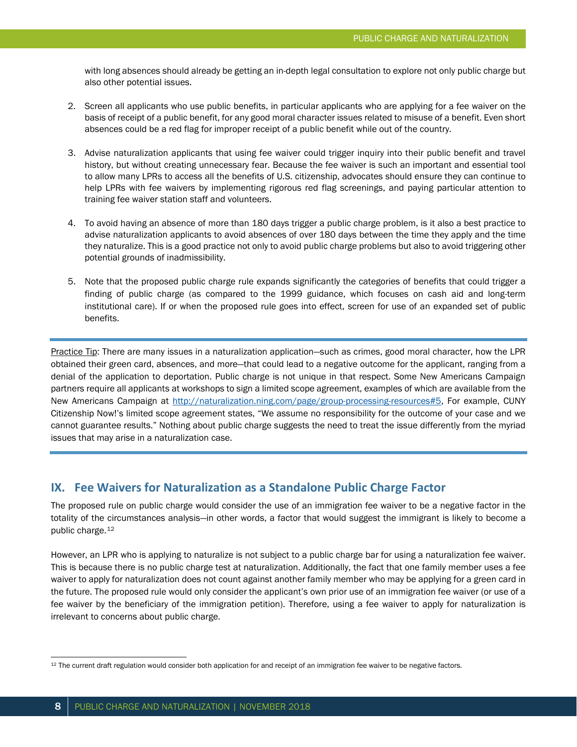with long absences should already be getting an in-depth legal consultation to explore not only public charge but also other potential issues.

2. Screen all applicants who use public benefits, in particular applicants who are applying for a fee waiver on the basis of receipt of a public benefit, for any good moral character issues related to misuse of a benefit. Even short absences could be a red flag for improper receipt of a public benefit while out of the country.

3. Advise naturalization applicants that using fee waiver could trigger inquiry into their public benefit and travel history, but without creating unnecessary fear. Because the fee waiver is such an important and essential tool to allow many LPRs to access all the benefits of U.S. citizenship, advocates should ensure they can continue to help LPRs with fee waivers by implementing rigorous red flag screenings, and paying particular attention to training fee waiver station staff and volunteers.

4. To avoid having an absence of more than 180 days trigger a public charge problem, is it also a best practice to advise naturalization applicants to avoid absences of over 180 days between the time they apply and the time they naturalize. This is a good practice not only to avoid public charge problems but also to avoid triggering other potential grounds of inadmissibility.

5. Note that the proposed public charge rule expands significantly the categories of benefits that could trigger a finding of public charge (as compared to the 1999 guidance, which focuses on cash aid and long-term institutional care). If or when the proposed rule goes into effect, screen for use of an expanded set of public benefits.

---

Practice Tip: There are many issues in a naturalization application—such as crimes, good moral character, how the LPR obtained their green card, absences, and more—that could lead to a negative outcome for the applicant, ranging from a denial of the application to deportation. Public charge is not unique in that respect. Some New Americans Campaign partners require all applicants at workshops to sign a limited scope agreement, examples of which are available from the New Americans Campaign at http://naturalization.ning.com/page/group-processing-resources#5, For example, CUNY Citizenship Now!'s limited scope agreement states, "We assume no responsibility for the outcome of your case and we cannot guarantee results." Nothing about public charge suggests the need to treat the issue differently from the myriad issues that may arise in a naturalization case.

---

## IX. Fee Waivers for Naturalization as a Standalone Public Charge Factor

The proposed rule on public charge would consider the use of an immigration fee waiver to be a negative factor in the totality of the circumstances analysis—in other words, a factor that would suggest the immigrant is likely to become a public charge.[12]

However, an LPR who is applying to naturalize is not subject to a public charge bar for using a naturalization fee waiver. This is because there is no public charge test at naturalization. Additionally, the fact that one family member uses a fee waiver to apply for naturalization does not count against another family member who may be applying for a green card in the future. The proposed rule would only consider the applicant's own prior use of an immigration fee waiver (or use of a fee waiver by the beneficiary of the immigration petition). Therefore, using a fee waiver to apply for naturalization is irrelevant to concerns about public charge.

[12] The current draft regulation would consider both application for and receipt of an immigration fee waiver to be negative factors.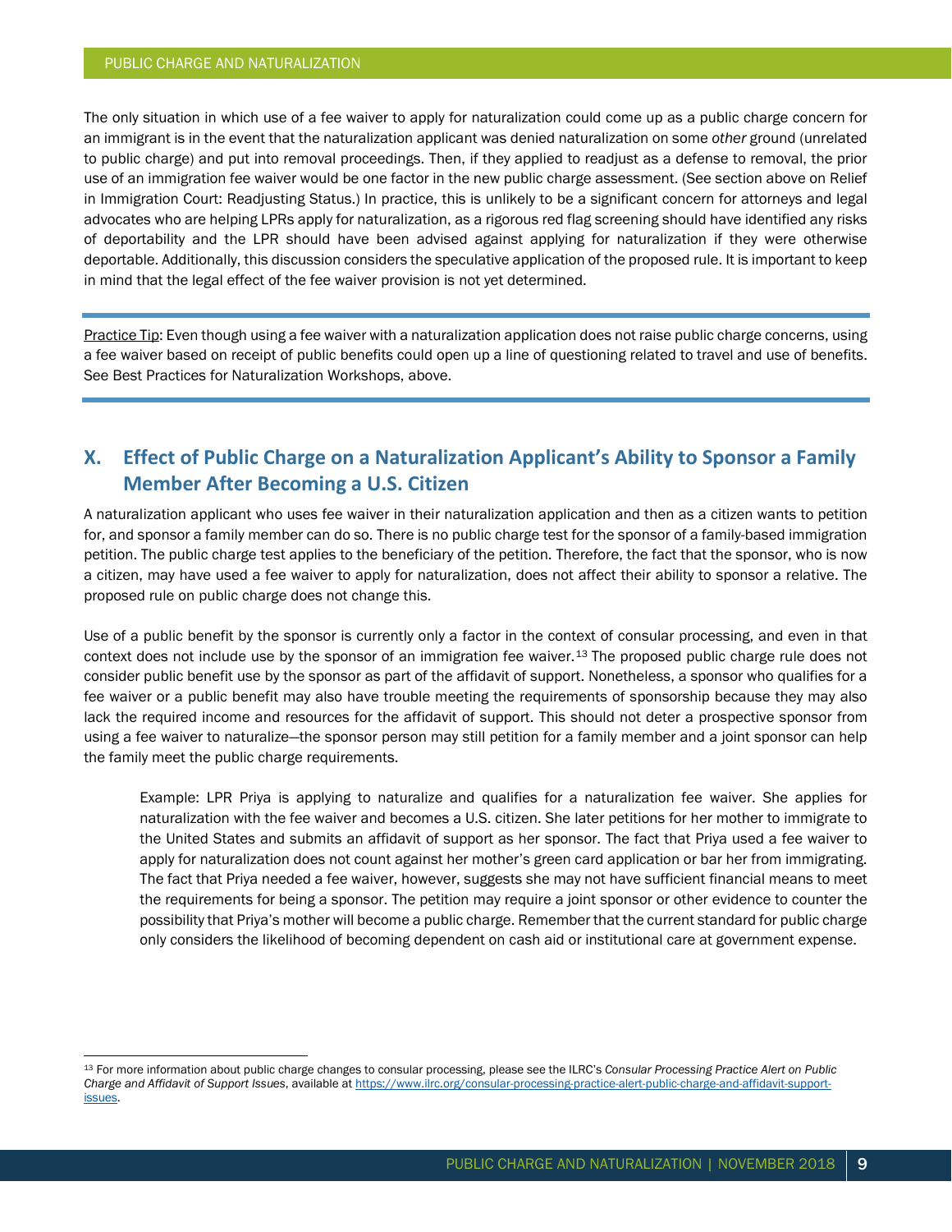The only situation in which use of a fee waiver to apply for naturalization could come up as a public charge concern for an immigrant is in the event that the naturalization applicant was denied naturalization on some *other* ground (unrelated to public charge) and put into removal proceedings. Then, if they applied to readjust as a defense to removal, the prior use of an immigration fee waiver would be one factor in the new public charge assessment. (See section above on Relief in Immigration Court: Readjusting Status.) In practice, this is unlikely to be a significant concern for attorneys and legal advocates who are helping LPRs apply for naturalization, as a rigorous red flag screening should have identified any risks of deportability and the LPR should have been advised against applying for naturalization if they were otherwise deportable. Additionally, this discussion considers the speculative application of the proposed rule. It is important to keep in mind that the legal effect of the fee waiver provision is not yet determined.

Practice Tip: Even though using a fee waiver with a naturalization application does not raise public charge concerns, using a fee waiver based on receipt of public benefits could open up a line of questioning related to travel and use of benefits. See Best Practices for Naturalization Workshops, above.

## X. Effect of Public Charge on a Naturalization Applicant's Ability to Sponsor a Family Member After Becoming a U.S. Citizen

A naturalization applicant who uses fee waiver in their naturalization application and then as a citizen wants to petition for, and sponsor a family member can do so. There is no public charge test for the sponsor of a family-based immigration petition. The public charge test applies to the beneficiary of the petition. Therefore, the fact that the sponsor, who is now a citizen, may have used a fee waiver to apply for naturalization, does not affect their ability to sponsor a relative. The proposed rule on public charge does not change this.

Use of a public benefit by the sponsor is currently only a factor in the context of consular processing, and even in that context does not include use by the sponsor of an immigration fee waiver.[13] The proposed public charge rule does not consider public benefit use by the sponsor as part of the affidavit of support. Nonetheless, a sponsor who qualifies for a fee waiver or a public benefit may also have trouble meeting the requirements of sponsorship because they may also lack the required income and resources for the affidavit of support. This should not deter a prospective sponsor from using a fee waiver to naturalize—the sponsor person may still petition for a family member and a joint sponsor can help the family meet the public charge requirements.

> Example: LPR Priya is applying to naturalize and qualifies for a naturalization fee waiver. She applies for naturalization with the fee waiver and becomes a U.S. citizen. She later petitions for her mother to immigrate to the United States and submits an affidavit of support as her sponsor. The fact that Priya used a fee waiver to apply for naturalization does not count against her mother's green card application or bar her from immigrating. The fact that Priya needed a fee waiver, however, suggests she may not have sufficient financial means to meet the requirements for being a sponsor. The petition may require a joint sponsor or other evidence to counter the possibility that Priya's mother will become a public charge. Remember that the current standard for public charge only considers the likelihood of becoming dependent on cash aid or institutional care at government expense.

[13] For more information about public charge changes to consular processing, please see the ILRC's *Consular Processing Practice Alert on Public Charge and Affidavit of Support Issues*, available at https://www.ilrc.org/consular-processing-practice-alert-public-charge-and-affidavit-support-issues.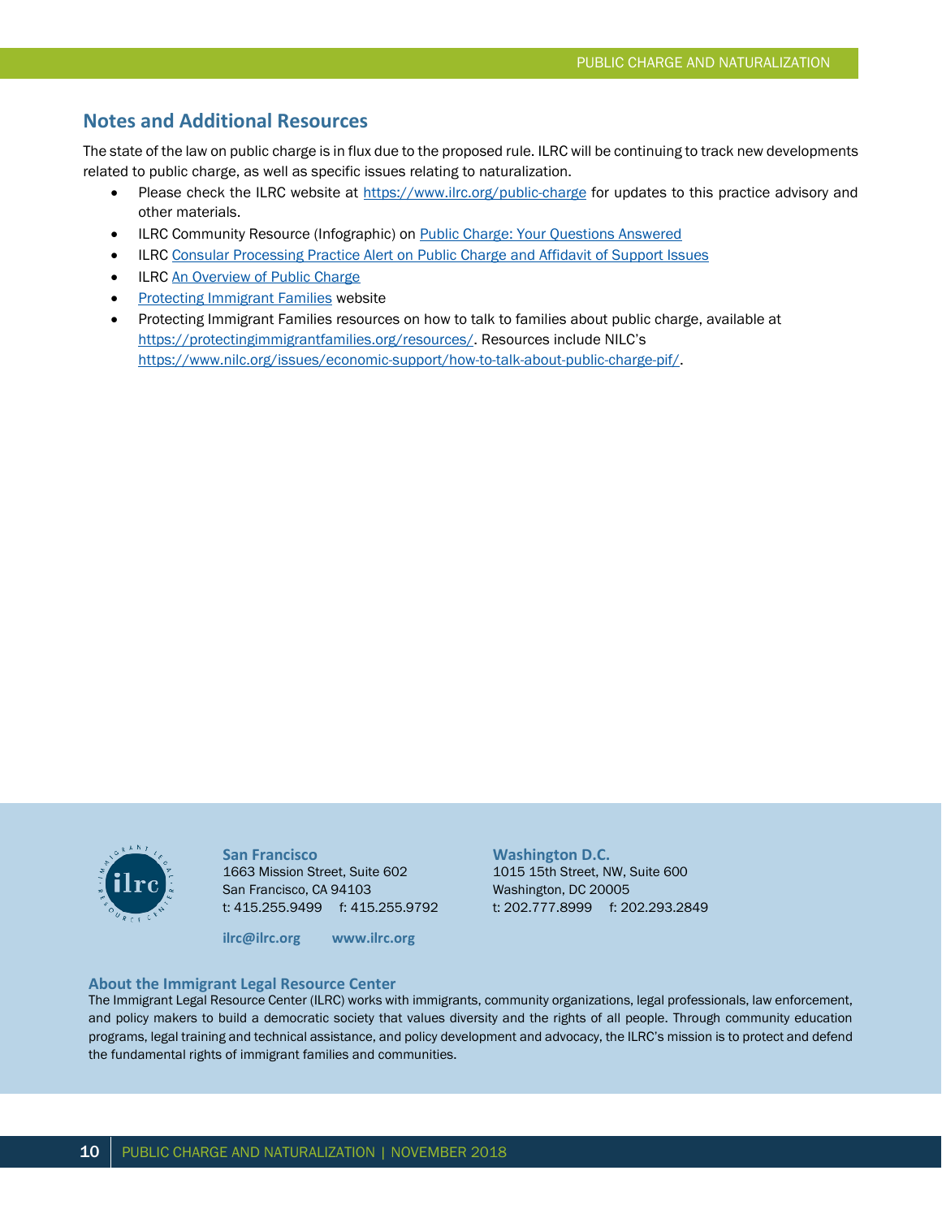## Notes and Additional Resources

The state of the law on public charge is in flux due to the proposed rule. ILRC will be continuing to track new developments related to public charge, as well as specific issues relating to naturalization.

- Please check the ILRC website at https://www.ilrc.org/public-charge for updates to this practice advisory and other materials.
- ILRC Community Resource (Infographic) on Public Charge: Your Questions Answered
- ILRC Consular Processing Practice Alert on Public Charge and Affidavit of Support Issues
- ILRC An Overview of Public Charge
- Protecting Immigrant Families website
- Protecting Immigrant Families resources on how to talk to families about public charge, available at https://protectingimmigrantfamilies.org/resources/. Resources include NILC's https://www.nilc.org/issues/economic-support/how-to-talk-about-public-charge-pif/.

**San Francisco**
1663 Mission Street, Suite 602
San Francisco, CA 94103
t: 415.255.9499  f: 415.255.9792

**Washington D.C.**
1015 15th Street, NW, Suite 600
Washington, DC 20005
t: 202.777.8999  f: 202.293.2849

**ilrc@ilrc.org**  **www.ilrc.org**

**About the Immigrant Legal Resource Center**

The Immigrant Legal Resource Center (ILRC) works with immigrants, community organizations, legal professionals, law enforcement, and policy makers to build a democratic society that values diversity and the rights of all people. Through community education programs, legal training and technical assistance, and policy development and advocacy, the ILRC's mission is to protect and defend the fundamental rights of immigrant families and communities.